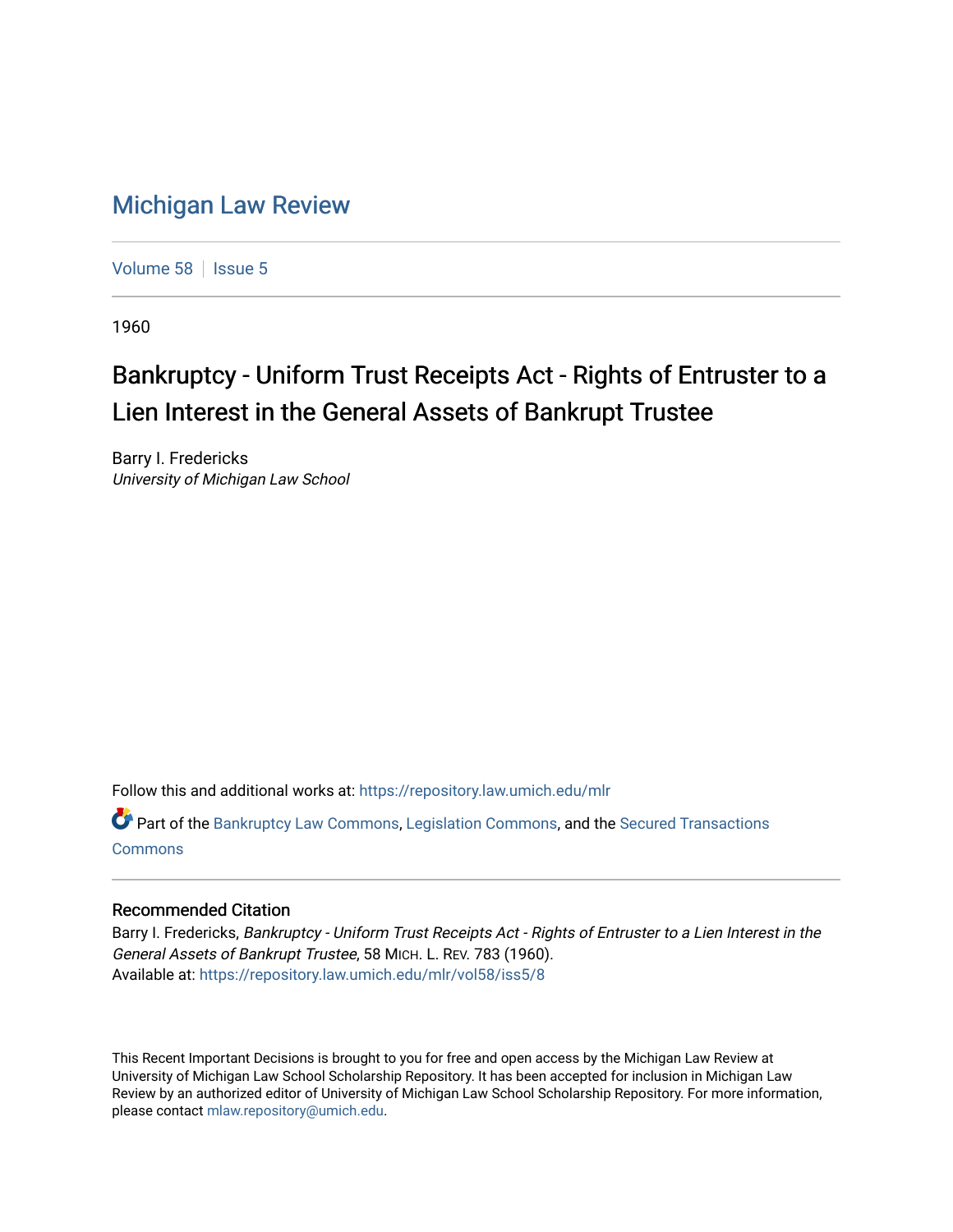# Michigan Law Review

Volume 58 | Issue 5

1960

## Bankruptcy - Uniform Trust Receipts Act - Rights of Entruster to a Lien Interest in the General Assets of Bankrupt Trustee

Barry I. Fredericks
*University of Michigan Law School*

Follow this and additional works at: https://repository.law.umich.edu/mlr

Part of the Bankruptcy Law Commons, Legislation Commons, and the Secured Transactions Commons

### Recommended Citation

Barry I. Fredericks, *Bankruptcy - Uniform Trust Receipts Act - Rights of Entruster to a Lien Interest in the General Assets of Bankrupt Trustee*, 58 MICH. L. REV. 783 (1960).
Available at: https://repository.law.umich.edu/mlr/vol58/iss5/8

This Recent Important Decisions is brought to you for free and open access by the Michigan Law Review at University of Michigan Law School Scholarship Repository. It has been accepted for inclusion in Michigan Law Review by an authorized editor of University of Michigan Law School Scholarship Repository. For more information, please contact mlaw.repository@umich.edu.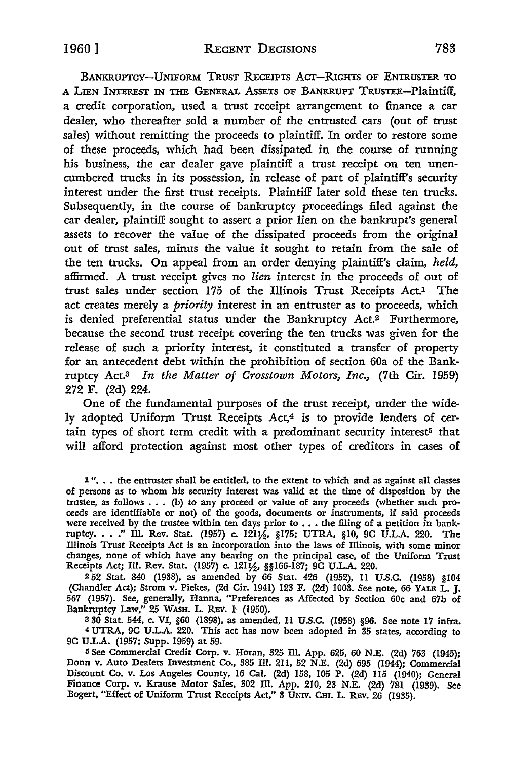BANKRUPTCY—UNIFORM TRUST RECEIPTS ACT—RIGHTS OF ENTRUSTER TO A LIEN INTEREST IN THE GENERAL ASSETS OF BANKRUPT TRUSTEE—Plaintiff, a credit corporation, used a trust receipt arrangement to finance a car dealer, who thereafter sold a number of the entrusted cars (out of trust sales) without remitting the proceeds to plaintiff. In order to restore some of these proceeds, which had been dissipated in the course of running his business, the car dealer gave plaintiff a trust receipt on ten unencumbered trucks in its possession, in release of part of plaintiff's security interest under the first trust receipts. Plaintiff later sold these ten trucks. Subsequently, in the course of bankruptcy proceedings filed against the car dealer, plaintiff sought to assert a prior lien on the bankrupt's general assets to recover the value of the dissipated proceeds from the original out of trust sales, minus the value it sought to retain from the sale of the ten trucks. On appeal from an order denying plaintiff's claim, *held*, affirmed. A trust receipt gives no *lien* interest in the proceeds of out of trust sales under section 175 of the Illinois Trust Receipts Act.[1] The act creates merely a *priority* interest in an entruster as to proceeds, which is denied preferential status under the Bankruptcy Act.[2] Furthermore, because the second trust receipt covering the ten trucks was given for the release of such a priority interest, it constituted a transfer of property for an antecedent debt within the prohibition of section 60a of the Bankruptcy Act.[3] *In the Matter of Crosstown Motors, Inc.*, (7th Cir. 1959) 272 F. (2d) 224.

One of the fundamental purposes of the trust receipt, under the widely adopted Uniform Trust Receipts Act,[4] is to provide lenders of certain types of short term credit with a predominant security interest[5] that will afford protection against most other types of creditors in cases of

[1] ". . . the entruster shall be entitled, to the extent to which and as against all classes of persons as to whom his security interest was valid at the time of disposition by the trustee, as follows . . . (b) to any proceed or value of any proceeds (whether such proceeds are identifiable or not) of the goods, documents or instruments, if said proceeds were received by the trustee within ten days prior to . . . the filing of a petition in bankruptcy. . . ." Ill. Rev. Stat. (1957) c. 121½, §175; UTRA, §10, 9C U.L.A. 220. The Illinois Trust Receipts Act is an incorporation into the laws of Illinois, with some minor changes, none of which have any bearing on the principal case, of the Uniform Trust Receipts Act; Ill. Rev. Stat. (1957) c. 121½, §§166-187; 9C U.L.A. 220.

[2] 52 Stat. 840 (1938), as amended by 66 Stat. 426 (1952), 11 U.S.C. (1958) §104 (Chandler Act); Strom v. Piekes, (2d Cir. 1941) 123 F. (2d) 1003. See note, 66 YALE L. J. 567 (1957). See, generally, Hanna, "Preferences as Affected by Section 60c and 67b of Bankruptcy Law," 25 WASH. L. REV. 1 (1950).

[3] 30 Stat. 544, c. VI, §60 (1898), as amended, 11 U.S.C. (1958) §96. See note 17 infra.

[4] UTRA, 9C U.L.A. 220. This act has now been adopted in 35 states, according to 9C U.L.A. (1957; Supp. 1959) at 59.

[5] See Commercial Credit Corp. v. Horan, 325 Ill. App. 625, 60 N.E. (2d) 763 (1945); Donn v. Auto Dealers Investment Co., 385 Ill. 211, 52 N.E. (2d) 695 (1944); Commercial Discount Co. v. Los Angeles County, 16 Cal. (2d) 158, 105 P. (2d) 115 (1940); General Finance Corp. v. Krause Motor Sales, 302 Ill. App. 210, 23 N.E. (2d) 781 (1939). See Bogert, "Effect of Uniform Trust Receipts Act," 3 UNIV. CHI. L. REV. 26 (1935).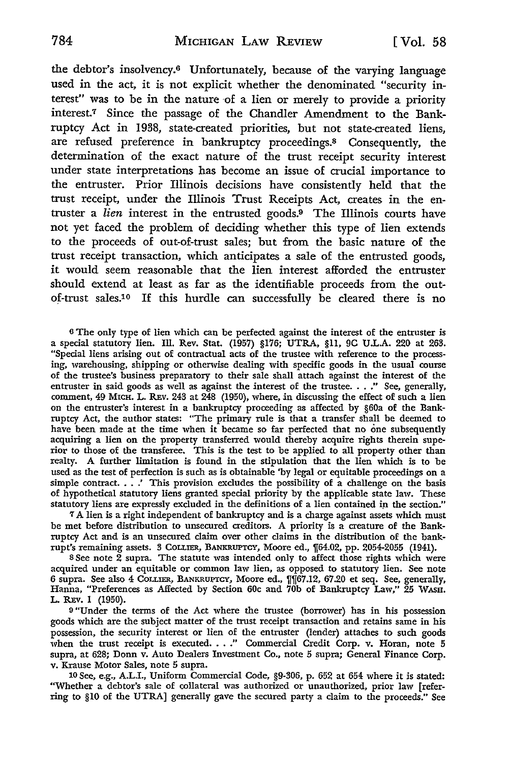the debtor's insolvency.[6] Unfortunately, because of the varying language used in the act, it is not explicit whether the denominated "security interest" was to be in the nature of a lien or merely to provide a priority interest.[7] Since the passage of the Chandler Amendment to the Bankruptcy Act in 1938, state-created priorities, but not state-created liens, are refused preference in bankruptcy proceedings.[8] Consequently, the determination of the exact nature of the trust receipt security interest under state interpretations has become an issue of crucial importance to the entruster. Prior Illinois decisions have consistently held that the trust receipt, under the Illinois Trust Receipts Act, creates in the entruster a *lien* interest in the entrusted goods.[9] The Illinois courts have not yet faced the problem of deciding whether this type of lien extends to the proceeds of out-of-trust sales; but from the basic nature of the trust receipt transaction, which anticipates a sale of the entrusted goods, it would seem reasonable that the lien interest afforded the entruster should extend at least as far as the identifiable proceeds from the out-of-trust sales.[10] If this hurdle can successfully be cleared there is no

[6] The only type of lien which can be perfected against the interest of the entruster is a special statutory lien. Ill. Rev. Stat. (1957) §176; UTRA, §11, 9C U.L.A. 220 at 263. "Special liens arising out of contractual acts of the trustee with reference to the processing, warehousing, shipping or otherwise dealing with specific goods in the usual course of the trustee's business preparatory to their sale shall attach against the interest of the entruster in said goods as well as against the interest of the trustee. . . ." See, generally, comment, 49 MICH. L. REV. 243 at 248 (1950), where, in discussing the effect of such a lien on the entruster's interest in a bankruptcy proceeding as affected by §60a of the Bankruptcy Act, the author states: "The primary rule is that a transfer shall be deemed to have been made at the time when it became so far perfected that no one subsequently acquiring a lien on the property transferred would thereby acquire rights therein superior to those of the transferee. This is the test to be applied to all property other than realty. A further limitation is found in the stipulation that the lien which is to be used as the test of perfection is such as is obtainable 'by legal or equitable proceedings on a simple contract. . . .' This provision excludes the possibility of a challenge on the basis of hypothetical statutory liens granted special priority by the applicable state law. These statutory liens are expressly excluded in the definitions of a lien contained in the section."

[7] A lien is a right independent of bankruptcy and is a charge against assets which must be met before distribution to unsecured creditors. A priority is a creature of the Bankruptcy Act and is an unsecured claim over other claims in the distribution of the bankrupt's remaining assets. 3 COLLIER, BANKRUPTCY, Moore ed., ¶64.02, pp. 2054-2055 (1941).

[8] See note 2 supra. The statute was intended only to affect those rights which were acquired under an equitable or common law lien, as opposed to statutory lien. See note 6 supra. See also 4 COLLIER, BANKRUPTCY, Moore ed., ¶¶67.12, 67.20 et seq. See, generally, Hanna, "Preferences as Affected by Section 60c and 70b of Bankruptcy Law," 25 WASH. L. REV. 1 (1950).

[9] "Under the terms of the Act where the trustee (borrower) has in his possession goods which are the subject matter of the trust receipt transaction and retains same in his possession, the security interest or lien of the entruster (lender) attaches to such goods when the trust receipt is executed. . . ." Commercial Credit Corp. v. Horan, note 5 supra, at 628; Donn v. Auto Dealers Investment Co., note 5 supra; General Finance Corp. v. Krause Motor Sales, note 5 supra.

[10] See, e.g., A.L.I., Uniform Commercial Code, §9-306, p. 652 at 654 where it is stated: "Whether a debtor's sale of collateral was authorized or unauthorized, prior law [referring to §10 of the UTRA] generally gave the secured party a claim to the proceeds." See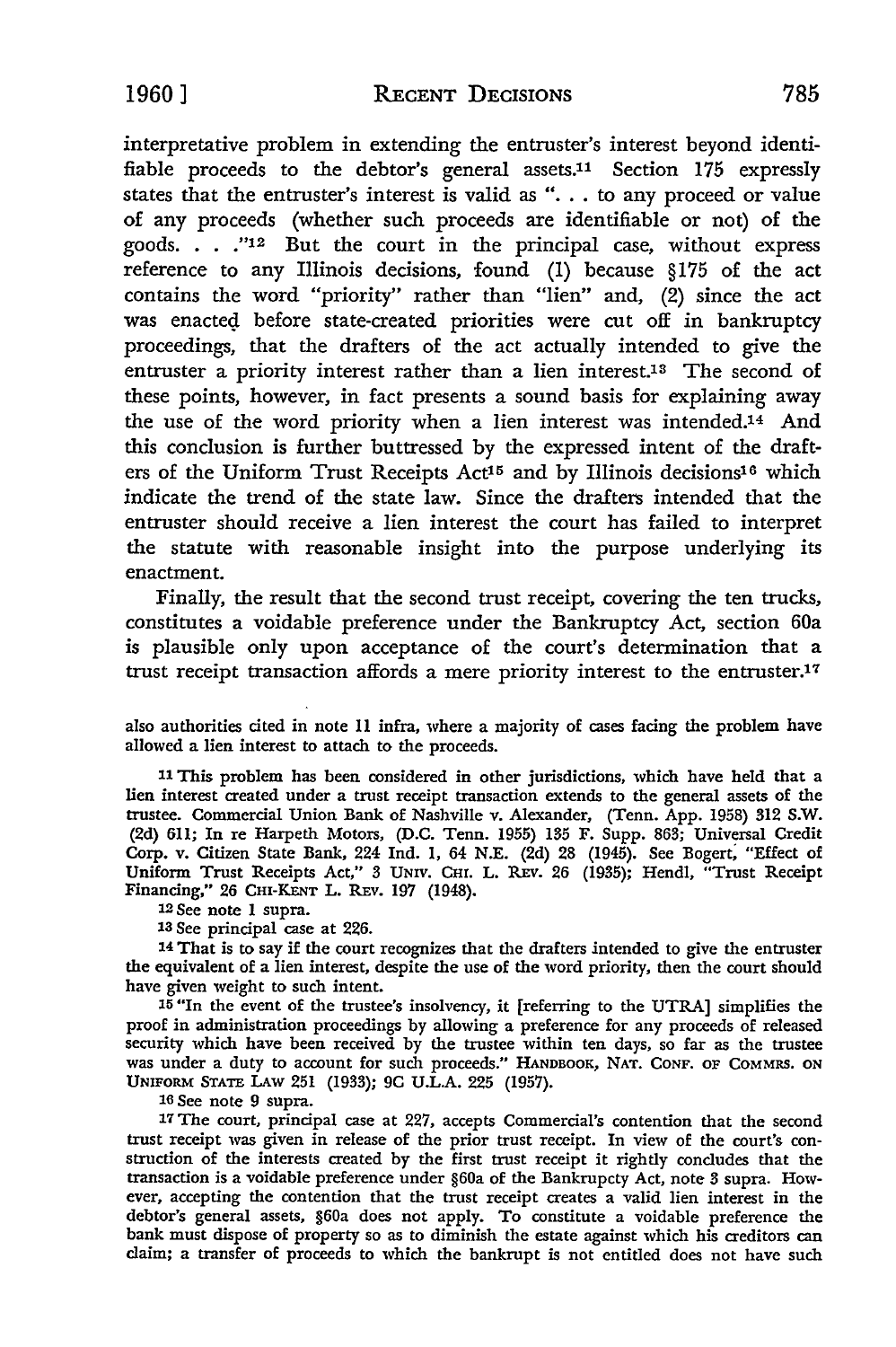interpretative problem in extending the entruster's interest beyond identifiable proceeds to the debtor's general assets.[11] Section 175 expressly states that the entruster's interest is valid as ". . . to any proceed or value of any proceeds (whether such proceeds are identifiable or not) of the goods. . . ."[12] But the court in the principal case, without express reference to any Illinois decisions, found (1) because §175 of the act contains the word "priority" rather than "lien" and, (2) since the act was enacted before state-created priorities were cut off in bankruptcy proceedings, that the drafters of the act actually intended to give the entruster a priority interest rather than a lien interest.[13] The second of these points, however, in fact presents a sound basis for explaining away the use of the word priority when a lien interest was intended.[14] And this conclusion is further buttressed by the expressed intent of the drafters of the Uniform Trust Receipts Act[15] and by Illinois decisions[16] which indicate the trend of the state law. Since the drafters intended that the entruster should receive a lien interest the court has failed to interpret the statute with reasonable insight into the purpose underlying its enactment.

Finally, the result that the second trust receipt, covering the ten trucks, constitutes a voidable preference under the Bankruptcy Act, section 60a is plausible only upon acceptance of the court's determination that a trust receipt transaction affords a mere priority interest to the entruster.[17]

also authorities cited in note 11 infra, where a majority of cases facing the problem have allowed a lien interest to attach to the proceeds.

[11] This problem has been considered in other jurisdictions, which have held that a lien interest created under a trust receipt transaction extends to the general assets of the trustee. Commercial Union Bank of Nashville v. Alexander, (Tenn. App. 1958) 312 S.W. (2d) 611; In re Harpeth Motors, (D.C. Tenn. 1955) 135 F. Supp. 863; Universal Credit Corp. v. Citizen State Bank, 224 Ind. 1, 64 N.E. (2d) 28 (1945). See Bogert, "Effect of Uniform Trust Receipts Act," 3 UNIV. CHI. L. REV. 26 (1935); Hendl, "Trust Receipt Financing," 26 CHI-KENT L. REV. 197 (1948).

[12] See note 1 supra.

[13] See principal case at 226.

[14] That is to say if the court recognizes that the drafters intended to give the entruster the equivalent of a lien interest, despite the use of the word priority, then the court should have given weight to such intent.

[15] "In the event of the trustee's insolvency, it [referring to the UTRA] simplifies the proof in administration proceedings by allowing a preference for any proceeds of released security which have been received by the trustee within ten days, so far as the trustee was under a duty to account for such proceeds." HANDBOOK, NAT. CONF. OF COMMRS. ON UNIFORM STATE LAW 251 (1933); 9C U.L.A. 225 (1957).

[16] See note 9 supra.

[17] The court, principal case at 227, accepts Commercial's contention that the second trust receipt was given in release of the prior trust receipt. In view of the court's construction of the interests created by the first trust receipt it rightly concludes that the transaction is a voidable preference under §60a of the Bankrupcty Act, note 3 supra. However, accepting the contention that the trust receipt creates a valid lien interest in the debtor's general assets, §60a does not apply. To constitute a voidable preference the bank must dispose of property so as to diminish the estate against which his creditors can claim; a transfer of proceeds to which the bankrupt is not entitled does not have such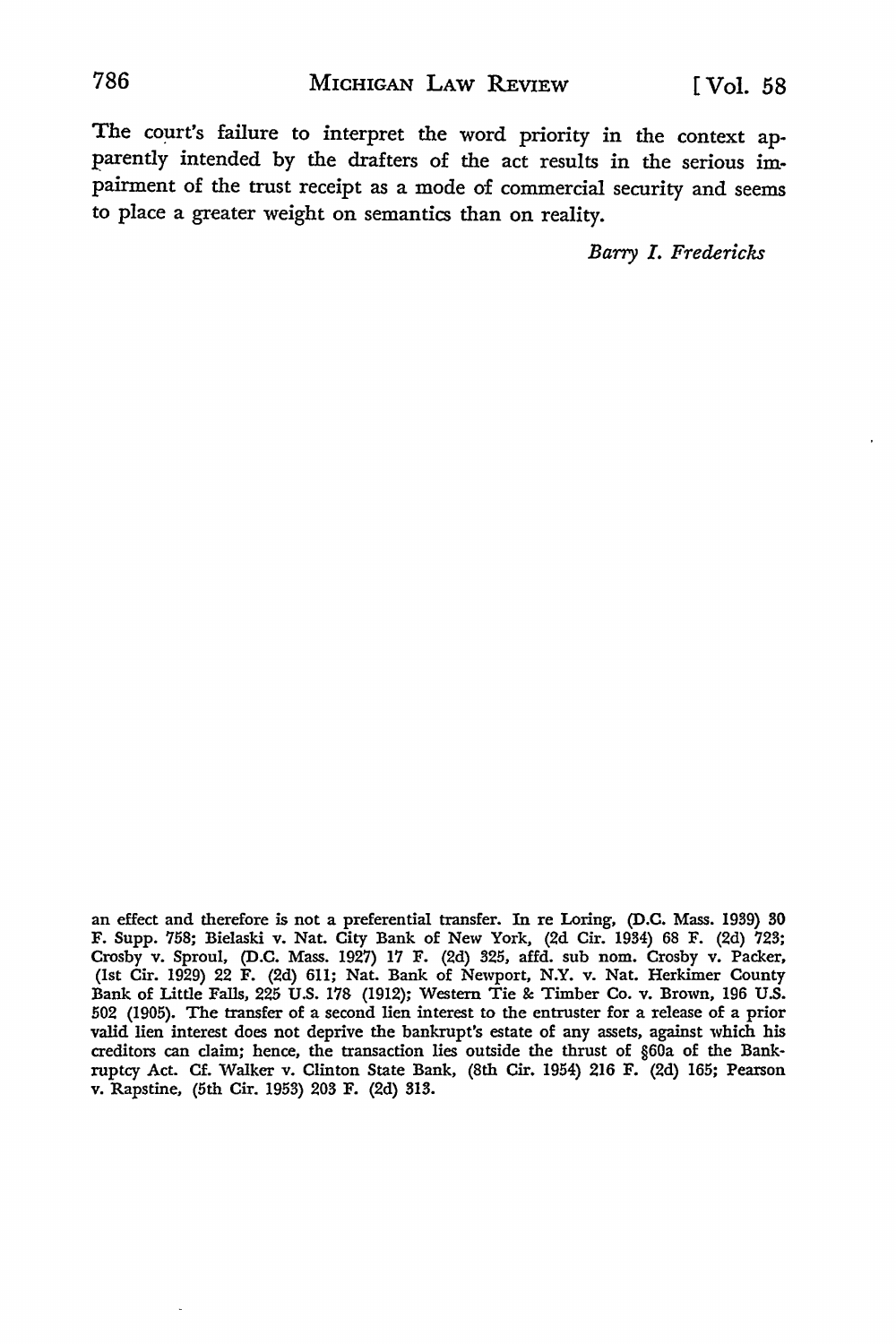The court's failure to interpret the word priority in the context apparently intended by the drafters of the act results in the serious impairment of the trust receipt as a mode of commercial security and seems to place a greater weight on semantics than on reality.

*Barry I. Fredericks*

an effect and therefore is not a preferential transfer. In re Loring, (D.C. Mass. 1939) 30 F. Supp. 758; Bielaski v. Nat. City Bank of New York, (2d Cir. 1934) 68 F. (2d) 723; Crosby v. Sproul, (D.C. Mass. 1927) 17 F. (2d) 325, affd. sub nom. Crosby v. Packer, (1st Cir. 1929) 22 F. (2d) 611; Nat. Bank of Newport, N.Y. v. Nat. Herkimer County Bank of Little Falls, 225 U.S. 178 (1912); Western Tie & Timber Co. v. Brown, 196 U.S. 502 (1905). The transfer of a second lien interest to the entruster for a release of a prior valid lien interest does not deprive the bankrupt's estate of any assets, against which his creditors can claim; hence, the transaction lies outside the thrust of §60a of the Bankruptcy Act. Cf. Walker v. Clinton State Bank, (8th Cir. 1954) 216 F. (2d) 165; Pearson v. Rapstine, (5th Cir. 1953) 203 F. (2d) 313.